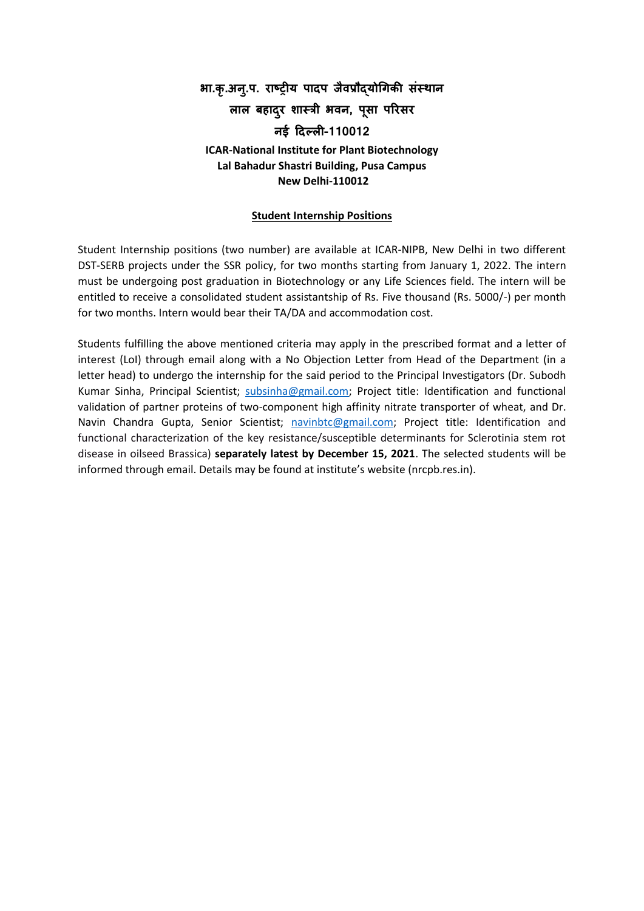**भा.कृ.अनु.प. राष्ट्रीय पादप जैवप्रौद्योगिकी संस्थान**
**लाल बहादुर शास्त्री भवन, पूसा परिसर**
**नई दिल्ली-110012**

**ICAR-National Institute for Plant Biotechnology**
**Lal Bahadur Shastri Building, Pusa Campus**
**New Delhi-110012**

## Student Internship Positions

Student Internship positions (two number) are available at ICAR-NIPB, New Delhi in two different DST-SERB projects under the SSR policy, for two months starting from January 1, 2022. The intern must be undergoing post graduation in Biotechnology or any Life Sciences field. The intern will be entitled to receive a consolidated student assistantship of Rs. Five thousand (Rs. 5000/-) per month for two months. Intern would bear their TA/DA and accommodation cost.

Students fulfilling the above mentioned criteria may apply in the prescribed format and a letter of interest (LoI) through email along with a No Objection Letter from Head of the Department (in a letter head) to undergo the internship for the said period to the Principal Investigators (Dr. Subodh Kumar Sinha, Principal Scientist; subsinha@gmail.com; Project title: Identification and functional validation of partner proteins of two-component high affinity nitrate transporter of wheat, and Dr. Navin Chandra Gupta, Senior Scientist; navinbtc@gmail.com; Project title: Identification and functional characterization of the key resistance/susceptible determinants for Sclerotinia stem rot disease in oilseed Brassica) **separately latest by December 15, 2021**. The selected students will be informed through email. Details may be found at institute's website (nrcpb.res.in).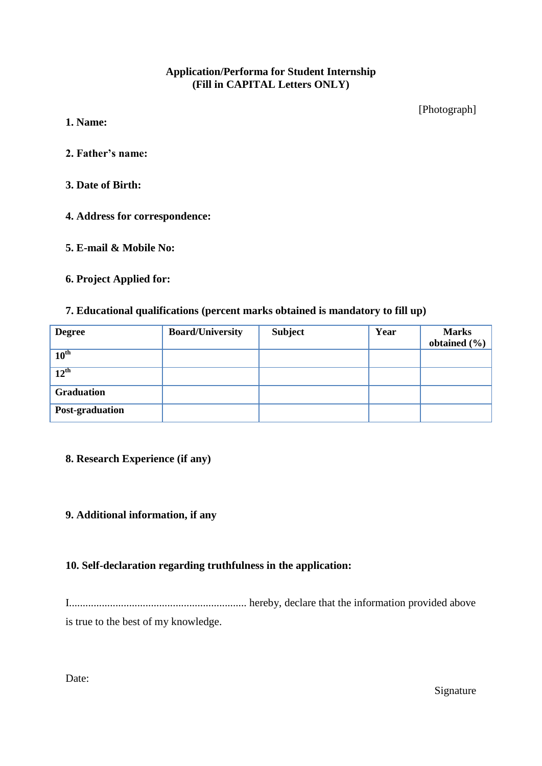**Application/Performa for Student Internship**
**(Fill in CAPITAL Letters ONLY)**

[Photograph]

**1. Name:**

**2. Father's name:**

**3. Date of Birth:**

**4. Address for correspondence:**

**5. E-mail & Mobile No:**

**6. Project Applied for:**

**7. Educational qualifications (percent marks obtained is mandatory to fill up)**

| Degree | Board/University | Subject | Year | Marks obtained (%) |
|---|---|---|---|---|
| 10th | | | | |
| 12th | | | | |
| Graduation | | | | |
| Post-graduation | | | | |

**8. Research Experience (if any)**

**9. Additional information, if any**

**10. Self-declaration regarding truthfulness in the application:**

I................................................................ hereby, declare that the information provided above is true to the best of my knowledge.

Date:

Signature